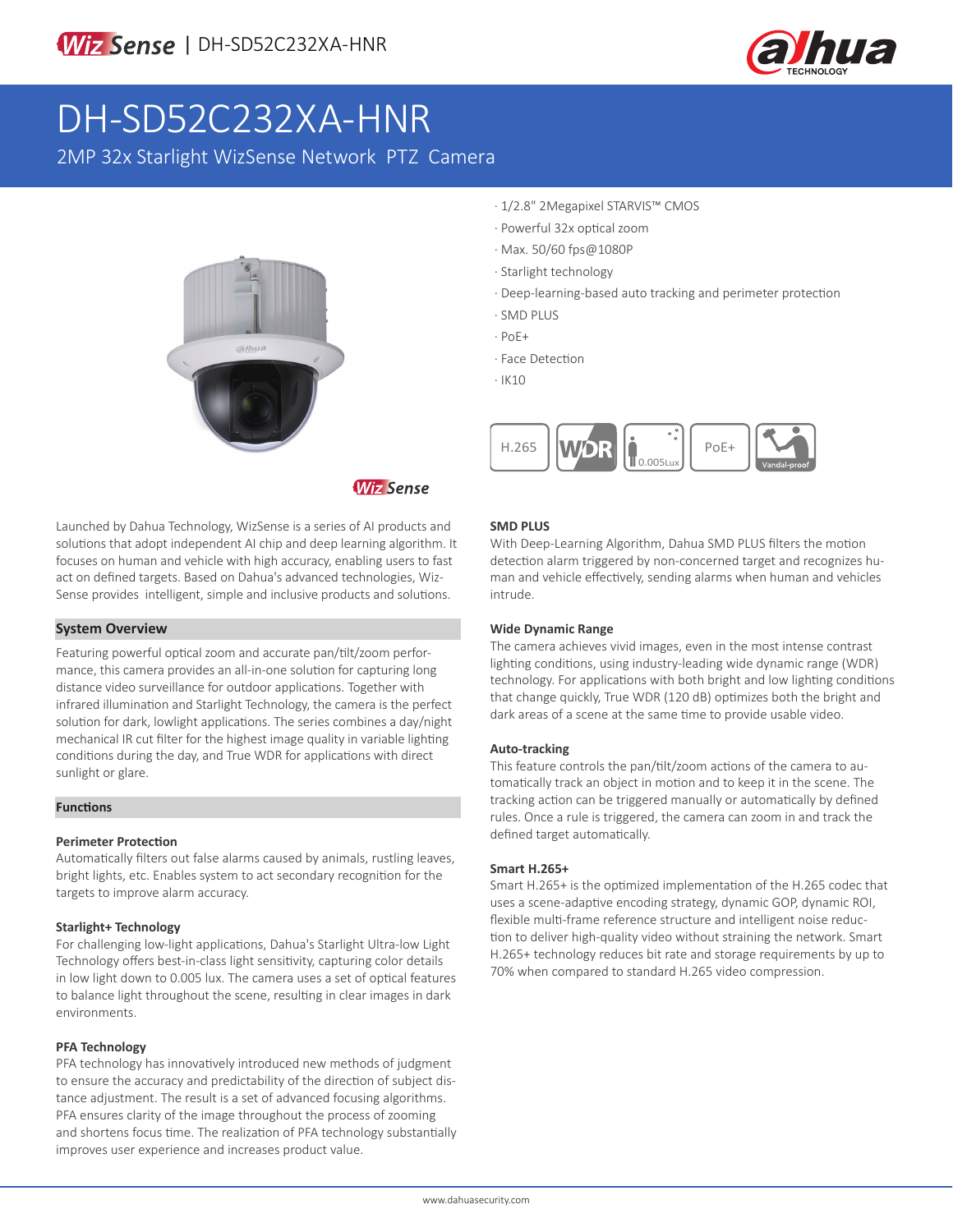# DH-SD52C232XA-HNR

2MP 32x Starlight WizSense Network PTZ Camera

· 1/2.8" 2Megapixel STARVIS™ CMOS
· Powerful 32x optical zoom
· Max. 50/60 fps@1080P
· Starlight technology
· Deep-learning-based auto tracking and perimeter protection
· SMD PLUS
· PoE+
· Face Detection
· IK10

H.265 | WDR | 0.005Lux | PoE+ | Vandal-proof

Launched by Dahua Technology, WizSense is a series of AI products and solutions that adopt independent AI chip and deep learning algorithm. It focuses on human and vehicle with high accuracy, enabling users to fast act on defined targets. Based on Dahua's advanced technologies, WizSense provides intelligent, simple and inclusive products and solutions.

## System Overview

Featuring powerful optical zoom and accurate pan/tilt/zoom performance, this camera provides an all-in-one solution for capturing long distance video surveillance for outdoor applications. Together with infrared illumination and Starlight Technology, the camera is the perfect solution for dark, lowlight applications. The series combines a day/night mechanical IR cut filter for the highest image quality in variable lighting conditions during the day, and True WDR for applications with direct sunlight or glare.

## Functions

### Perimeter Protection

Automatically filters out false alarms caused by animals, rustling leaves, bright lights, etc. Enables system to act secondary recognition for the targets to improve alarm accuracy.

### Starlight+ Technology

For challenging low-light applications, Dahua's Starlight Ultra-low Light Technology offers best-in-class light sensitivity, capturing color details in low light down to 0.005 lux. The camera uses a set of optical features to balance light throughout the scene, resulting in clear images in dark environments.

### PFA Technology

PFA technology has innovatively introduced new methods of judgment to ensure the accuracy and predictability of the direction of subject distance adjustment. The result is a set of advanced focusing algorithms. PFA ensures clarity of the image throughout the process of zooming and shortens focus time. The realization of PFA technology substantially improves user experience and increases product value.

### SMD PLUS

With Deep-Learning Algorithm, Dahua SMD PLUS filters the motion detection alarm triggered by non-concerned target and recognizes human and vehicle effectively, sending alarms when human and vehicles intrude.

### Wide Dynamic Range

The camera achieves vivid images, even in the most intense contrast lighting conditions, using industry-leading wide dynamic range (WDR) technology. For applications with both bright and low lighting conditions that change quickly, True WDR (120 dB) optimizes both the bright and dark areas of a scene at the same time to provide usable video.

### Auto-tracking

This feature controls the pan/tilt/zoom actions of the camera to automatically track an object in motion and to keep it in the scene. The tracking action can be triggered manually or automatically by defined rules. Once a rule is triggered, the camera can zoom in and track the defined target automatically.

### Smart H.265+

Smart H.265+ is the optimized implementation of the H.265 codec that uses a scene-adaptive encoding strategy, dynamic GOP, dynamic ROI, flexible multi-frame reference structure and intelligent noise reduction to deliver high-quality video without straining the network. Smart H.265+ technology reduces bit rate and storage requirements by up to 70% when compared to standard H.265 video compression.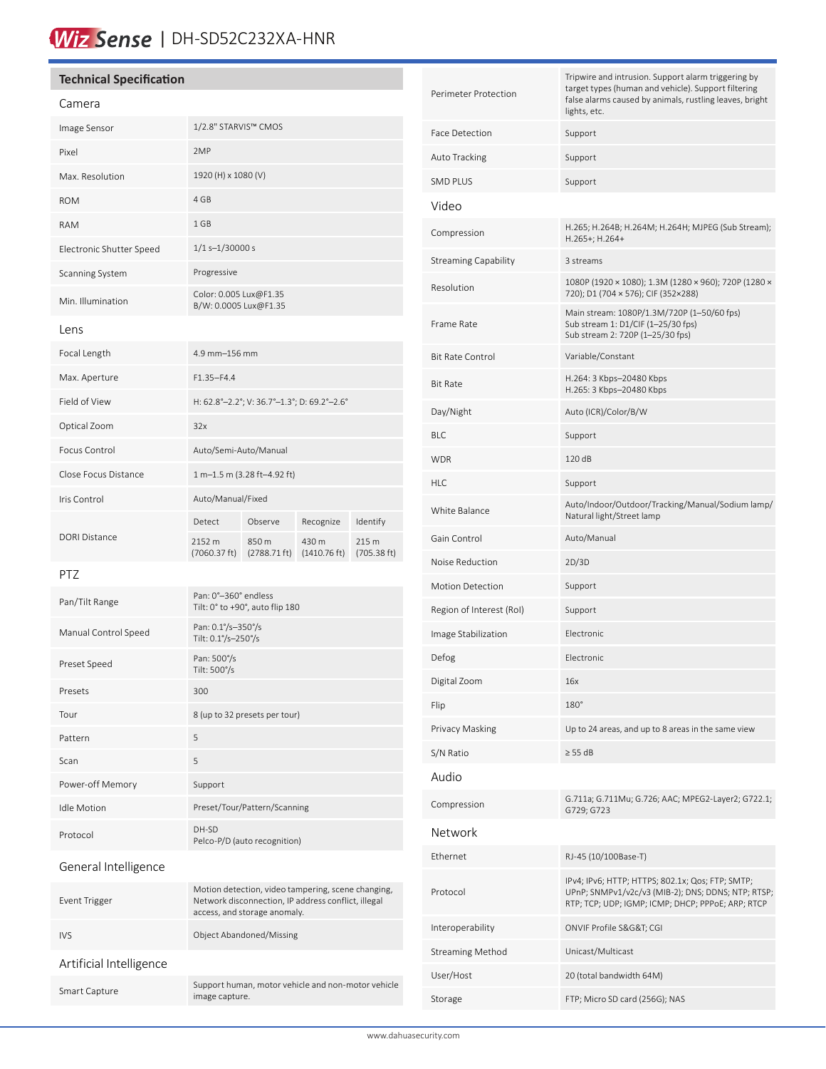# WizSense | DH-SD52C232XA-HNR

## Technical Specification

### Camera

| | |
|---|---|
| Image Sensor | 1/2.8" STARVIS™ CMOS |
| Pixel | 2MP |
| Max. Resolution | 1920 (H) x 1080 (V) |
| ROM | 4 GB |
| RAM | 1 GB |
| Electronic Shutter Speed | 1/1 s–1/30000 s |
| Scanning System | Progressive |
| Min. Illumination | Color: 0.005 Lux@F1.35<br>B/W: 0.0005 Lux@F1.35 |

### Lens

| | | | | |
|---|---|---|---|---|
| Focal Length | 4.9 mm–156 mm | | | |
| Max. Aperture | F1.35–F4.4 | | | |
| Field of View | H: 62.8°–2.2°; V: 36.7°–1.3°; D: 69.2°–2.6° | | | |
| Optical Zoom | 32x | | | |
| Focus Control | Auto/Semi-Auto/Manual | | | |
| Close Focus Distance | 1 m–1.5 m (3.28 ft–4.92 ft) | | | |
| Iris Control | Auto/Manual/Fixed | | | |
| DORI Distance | Detect | Observe | Recognize | Identify |
| | 2152 m (7060.37 ft) | 850 m (2788.71 ft) | 430 m (1410.76 ft) | 215 m (705.38 ft) |

### PTZ

| | |
|---|---|
| Pan/Tilt Range | Pan: 0°–360° endless<br>Tilt: 0° to +90°, auto flip 180 |
| Manual Control Speed | Pan: 0.1°/s–350°/s<br>Tilt: 0.1°/s–250°/s |
| Preset Speed | Pan: 500°/s<br>Tilt: 500°/s |
| Presets | 300 |
| Tour | 8 (up to 32 presets per tour) |
| Pattern | 5 |
| Scan | 5 |
| Power-off Memory | Support |
| Idle Motion | Preset/Tour/Pattern/Scanning |
| Protocol | DH-SD<br>Pelco-P/D (auto recognition) |

### General Intelligence

| | |
|---|---|
| Event Trigger | Motion detection, video tampering, scene changing, Network disconnection, IP address conflict, illegal access, and storage anomaly. |
| IVS | Object Abandoned/Missing |

### Artificial Intelligence

| | |
|---|---|
| Smart Capture | Support human, motor vehicle and non-motor vehicle image capture. |
| Perimeter Protection | Tripwire and intrusion. Support alarm triggering by target types (human and vehicle). Support filtering false alarms caused by animals, rustling leaves, bright lights, etc. |
| Face Detection | Support |
| Auto Tracking | Support |
| SMD PLUS | Support |

### Video

| | |
|---|---|
| Compression | H.265; H.264B; H.264M; H.264H; MJPEG (Sub Stream); H.265+; H.264+ |
| Streaming Capability | 3 streams |
| Resolution | 1080P (1920 × 1080); 1.3M (1280 × 960); 720P (1280 × 720); D1 (704 × 576); CIF (352×288) |
| Frame Rate | Main stream: 1080P/1.3M/720P (1–50/60 fps)<br>Sub stream 1: D1/CIF (1–25/30 fps)<br>Sub stream 2: 720P (1–25/30 fps) |
| Bit Rate Control | Variable/Constant |
| Bit Rate | H.264: 3 Kbps–20480 Kbps<br>H.265: 3 Kbps–20480 Kbps |
| Day/Night | Auto (ICR)/Color/B/W |
| BLC | Support |
| WDR | 120 dB |
| HLC | Support |
| White Balance | Auto/Indoor/Outdoor/Tracking/Manual/Sodium lamp/Natural light/Street lamp |
| Gain Control | Auto/Manual |
| Noise Reduction | 2D/3D |
| Motion Detection | Support |
| Region of Interest (RoI) | Support |
| Image Stabilization | Electronic |
| Defog | Electronic |
| Digital Zoom | 16x |
| Flip | 180° |
| Privacy Masking | Up to 24 areas, and up to 8 areas in the same view |
| S/N Ratio | ≥ 55 dB |

### Audio

| | |
|---|---|
| Compression | G.711a; G.711Mu; G.726; AAC; MPEG2-Layer2; G722.1; G729; G723 |

### Network

| | |
|---|---|
| Ethernet | RJ-45 (10/100Base-T) |
| Protocol | IPv4; IPv6; HTTP; HTTPS; 802.1x; Qos; FTP; SMTP; UPnP; SNMPv1/v2c/v3 (MIB-2); DNS; DDNS; NTP; RTSP; RTP; TCP; UDP; IGMP; ICMP; DHCP; PPPoE; ARP; RTCP |
| Interoperability | ONVIF Profile S&G&T; CGI |
| Streaming Method | Unicast/Multicast |
| User/Host | 20 (total bandwidth 64M) |
| Storage | FTP; Micro SD card (256G); NAS |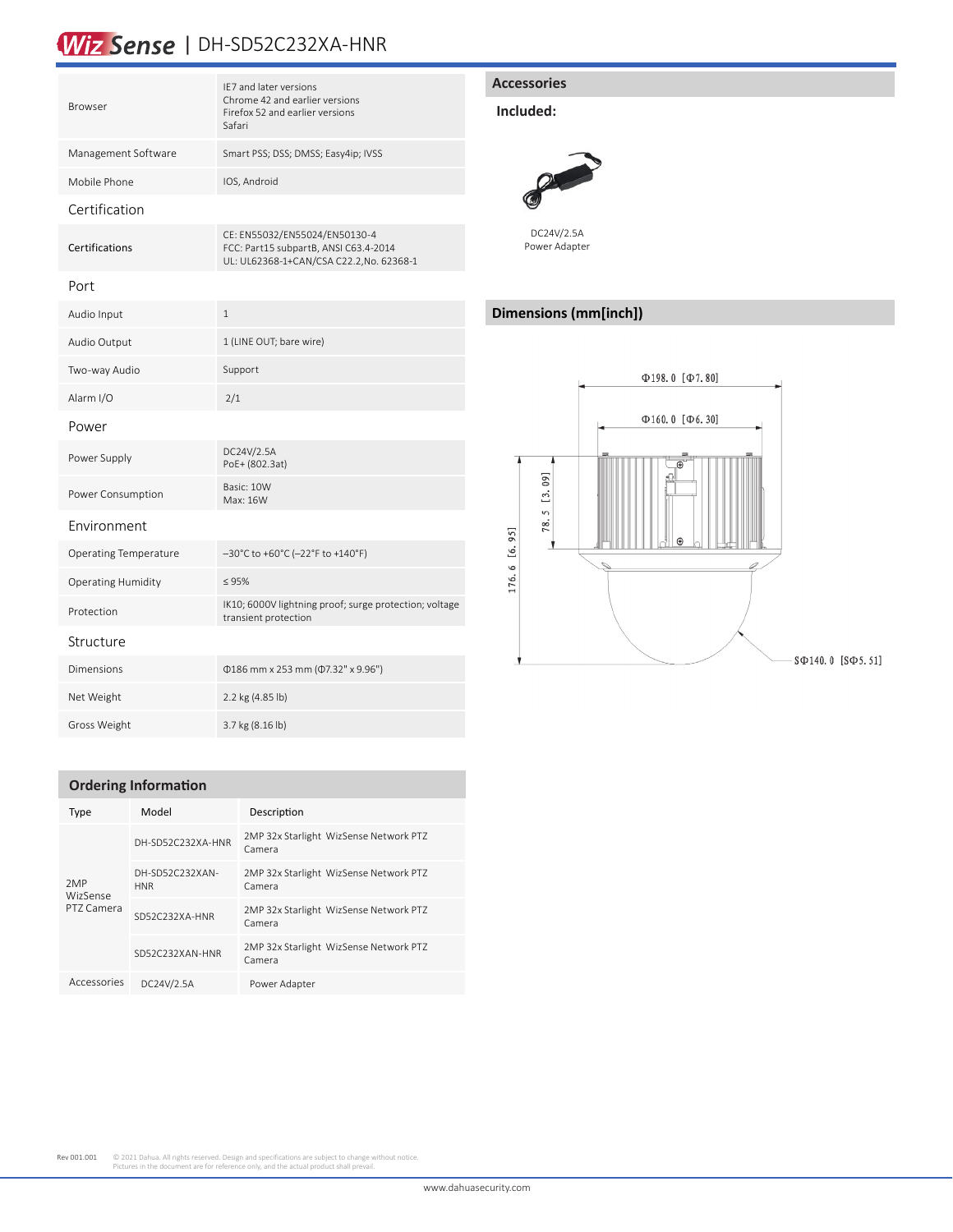# WizSense | DH-SD52C232XA-HNR

| | |
|---|---|
| Browser | IE7 and later versions<br>Chrome 42 and earlier versions<br>Firefox 52 and earlier versions<br>Safari |
| Management Software | Smart PSS; DSS; DMSS; Easy4ip; IVSS |
| Mobile Phone | IOS, Android |

## Certification

| | |
|---|---|
| Certifications | CE: EN55032/EN55024/EN50130-4<br>FCC: Part15 subpartB, ANSI C63.4-2014<br>UL: UL62368-1+CAN/CSA C22.2,No. 62368-1 |

## Port

| | |
|---|---|
| Audio Input | 1 |
| Audio Output | 1 (LINE OUT; bare wire) |
| Two-way Audio | Support |
| Alarm I/O | 2/1 |

## Power

| | |
|---|---|
| Power Supply | DC24V/2.5A<br>PoE+ (802.3at) |
| Power Consumption | Basic: 10W<br>Max: 16W |

## Environment

| | |
|---|---|
| Operating Temperature | –30°C to +60°C (–22°F to +140°F) |
| Operating Humidity | ≤ 95% |
| Protection | IK10; 6000V lightning proof; surge protection; voltage transient protection |

## Structure

| | |
|---|---|
| Dimensions | Φ186 mm x 253 mm (Φ7.32" x 9.96") |
| Net Weight | 2.2 kg (4.85 lb) |
| Gross Weight | 3.7 kg (8.16 lb) |

## Ordering Information

| Type | Model | Description |
|---|---|---|
| 2MP WizSense PTZ Camera | DH-SD52C232XA-HNR | 2MP 32x Starlight WizSense Network PTZ Camera |
| | DH-SD52C232XAN-HNR | 2MP 32x Starlight WizSense Network PTZ Camera |
| | SD52C232XA-HNR | 2MP 32x Starlight WizSense Network PTZ Camera |
| | SD52C232XAN-HNR | 2MP 32x Starlight WizSense Network PTZ Camera |
| Accessories | DC24V/2.5A | Power Adapter |

## Accessories

**Included:**

DC24V/2.5A
Power Adapter

## Dimensions (mm[inch])

Φ198.0 [Φ7.80]
Φ160.0 [Φ6.30]
78.5 [3.09]
176.6 [6.95]
SΦ140.0 [SΦ5.51]

Rev 001.001 © 2021 Dahua. All rights reserved. Design and specifications are subject to change without notice.
Pictures in the document are for reference only, and the actual product shall prevail.

www.dahuasecurity.com